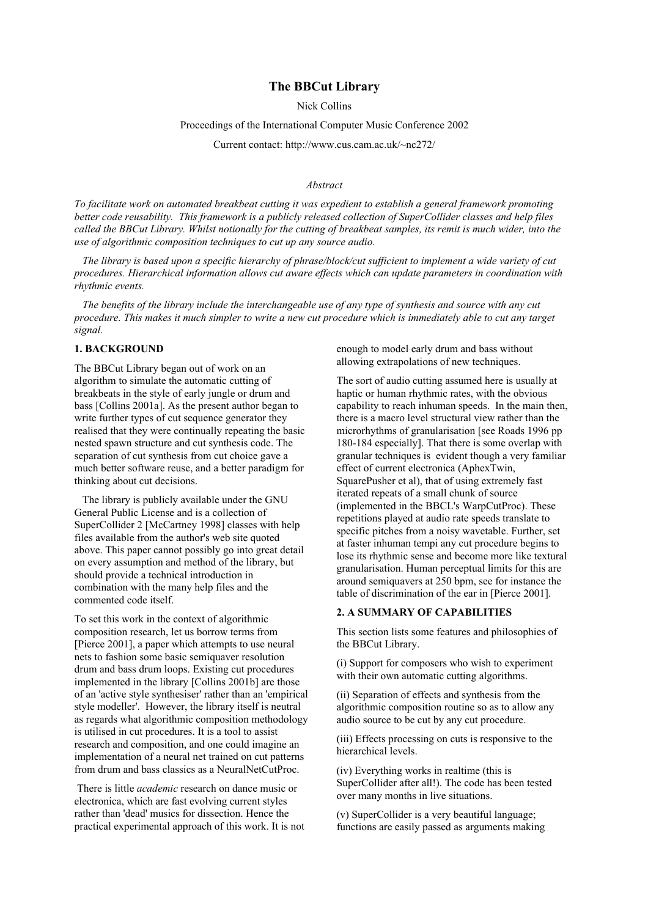# The BBCut Library

Nick Collins

Proceedings of the International Computer Music Conference 2002

Current contact: http://www.cus.cam.ac.uk/~nc272/

*Abstract*

*To facilitate work on automated breakbeat cutting it was expedient to establish a general framework promoting better code reusability. This framework is a publicly released collection of SuperCollider classes and help files called the BBCut Library. Whilst notionally for the cutting of breakbeat samples, its remit is much wider, into the use of algorithmic composition techniques to cut up any source audio.*

*The library is based upon a specific hierarchy of phrase/block/cut sufficient to implement a wide variety of cut procedures. Hierarchical information allows cut aware effects which can update parameters in coordination with rhythmic events.*

*The benefits of the library include the interchangeable use of any type of synthesis and source with any cut procedure. This makes it much simpler to write a new cut procedure which is immediately able to cut any target signal.*

## 1. BACKGROUND

The BBCut Library began out of work on an algorithm to simulate the automatic cutting of breakbeats in the style of early jungle or drum and bass [Collins 2001a]. As the present author began to write further types of cut sequence generator they realised that they were continually repeating the basic nested spawn structure and cut synthesis code. The separation of cut synthesis from cut choice gave a much better software reuse, and a better paradigm for thinking about cut decisions.

The library is publicly available under the GNU General Public License and is a collection of SuperCollider 2 [McCartney 1998] classes with help files available from the author's web site quoted above. This paper cannot possibly go into great detail on every assumption and method of the library, but should provide a technical introduction in combination with the many help files and the commented code itself.

To set this work in the context of algorithmic composition research, let us borrow terms from [Pierce 2001], a paper which attempts to use neural nets to fashion some basic semiquaver resolution drum and bass drum loops. Existing cut procedures implemented in the library [Collins 2001b] are those of an 'active style synthesiser' rather than an 'empirical style modeller'. However, the library itself is neutral as regards what algorithmic composition methodology is utilised in cut procedures. It is a tool to assist research and composition, and one could imagine an implementation of a neural net trained on cut patterns from drum and bass classics as a NeuralNetCutProc.

There is little *academic* research on dance music or electronica, which are fast evolving current styles rather than 'dead' musics for dissection. Hence the practical experimental approach of this work. It is not enough to model early drum and bass without allowing extrapolations of new techniques.

The sort of audio cutting assumed here is usually at haptic or human rhythmic rates, with the obvious capability to reach inhuman speeds. In the main then, there is a macro level structural view rather than the microrhythms of granularisation [see Roads 1996 pp 180-184 especially]. That there is some overlap with granular techniques is evident though a very familiar effect of current electronica (AphexTwin, SquarePusher et al), that of using extremely fast iterated repeats of a small chunk of source (implemented in the BBCL's WarpCutProc). These repetitions played at audio rate speeds translate to specific pitches from a noisy wavetable. Further, set at faster inhuman tempi any cut procedure begins to lose its rhythmic sense and become more like textural granularisation. Human perceptual limits for this are around semiquavers at 250 bpm, see for instance the table of discrimination of the ear in [Pierce 2001].

## 2. A SUMMARY OF CAPABILITIES

This section lists some features and philosophies of the BBCut Library.

(i) Support for composers who wish to experiment with their own automatic cutting algorithms.

(ii) Separation of effects and synthesis from the algorithmic composition routine so as to allow any audio source to be cut by any cut procedure.

(iii) Effects processing on cuts is responsive to the hierarchical levels.

(iv) Everything works in realtime (this is SuperCollider after all!). The code has been tested over many months in live situations.

(v) SuperCollider is a very beautiful language; functions are easily passed as arguments making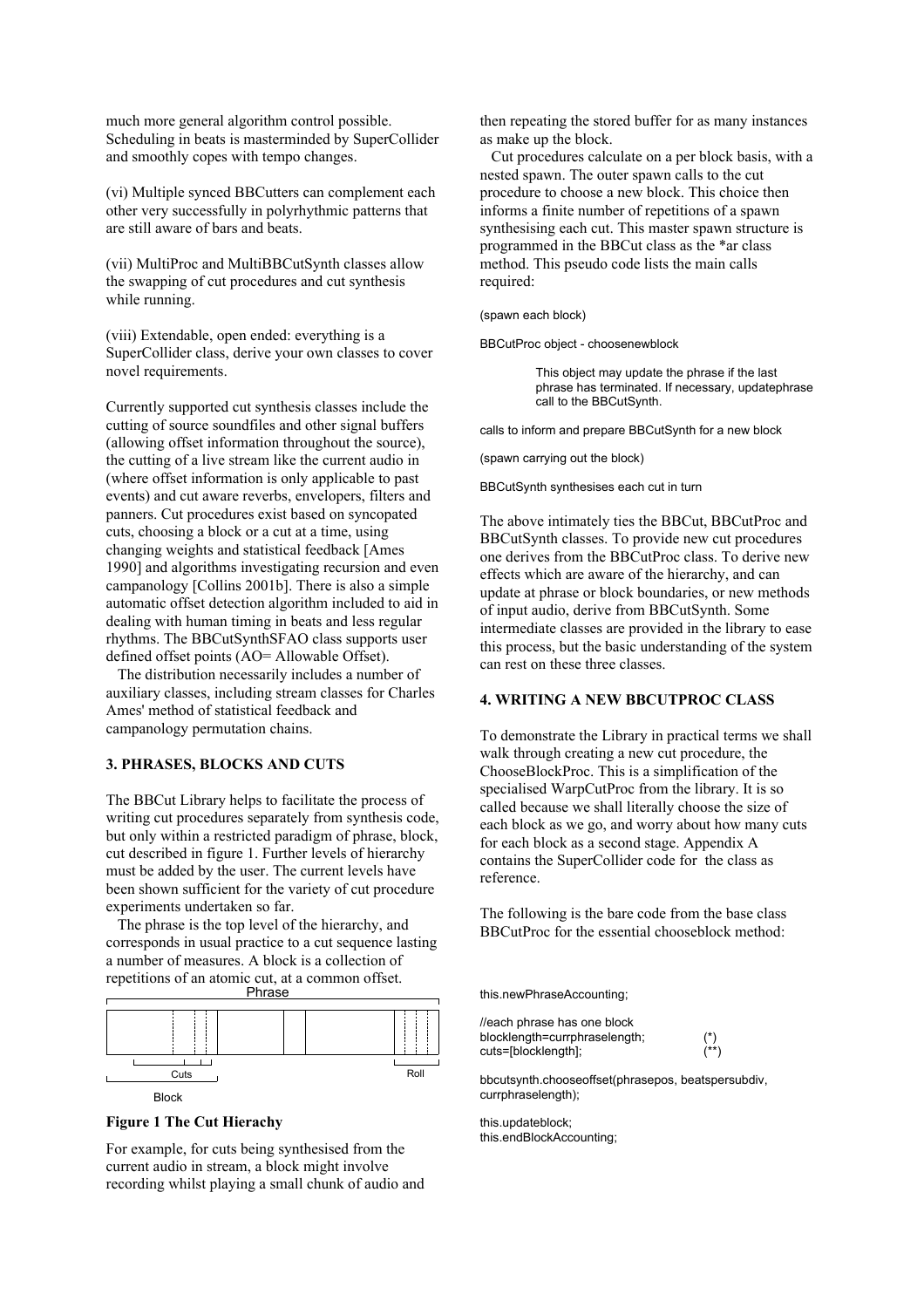much more general algorithm control possible. Scheduling in beats is masterminded by SuperCollider and smoothly copes with tempo changes.

(vi) Multiple synced BBCutters can complement each other very successfully in polyrhythmic patterns that are still aware of bars and beats.

(vii) MultiProc and MultiBBCutSynth classes allow the swapping of cut procedures and cut synthesis while running.

(viii) Extendable, open ended: everything is a SuperCollider class, derive your own classes to cover novel requirements.

Currently supported cut synthesis classes include the cutting of source soundfiles and other signal buffers (allowing offset information throughout the source), the cutting of a live stream like the current audio in (where offset information is only applicable to past events) and cut aware reverbs, envelopers, filters and panners. Cut procedures exist based on syncopated cuts, choosing a block or a cut at a time, using changing weights and statistical feedback [Ames 1990] and algorithms investigating recursion and even campanology [Collins 2001b]. There is also a simple automatic offset detection algorithm included to aid in dealing with human timing in beats and less regular rhythms. The BBCutSynthSFAO class supports user defined offset points (AO= Allowable Offset).

The distribution necessarily includes a number of auxiliary classes, including stream classes for Charles Ames' method of statistical feedback and campanology permutation chains.

## 3. PHRASES, BLOCKS AND CUTS

The BBCut Library helps to facilitate the process of writing cut procedures separately from synthesis code, but only within a restricted paradigm of phrase, block, cut described in figure 1. Further levels of hierarchy must be added by the user. The current levels have been shown sufficient for the variety of cut procedure experiments undertaken so far.

The phrase is the top level of the hierarchy, and corresponds in usual practice to a cut sequence lasting a number of measures. A block is a collection of repetitions of an atomic cut, at a common offset.

**Figure 1 The Cut Hierachy**

For example, for cuts being synthesised from the current audio in stream, a block might involve recording whilst playing a small chunk of audio and then repeating the stored buffer for as many instances as make up the block.

Cut procedures calculate on a per block basis, with a nested spawn. The outer spawn calls to the cut procedure to choose a new block. This choice then informs a finite number of repetitions of a spawn synthesising each cut. This master spawn structure is programmed in the BBCut class as the *ar class method. This pseudo code lists the main calls required:

```
(spawn each block)

BBCutProc object - choosenewblock

        This object may update the phrase if the last
        phrase has terminated. If necessary, updatephrase
        call to the BBCutSynth.

calls to inform and prepare BBCutSynth for a new block

(spawn carrying out the block)

BBCutSynth synthesises each cut in turn
```

The above intimately ties the BBCut, BBCutProc and BBCutSynth classes. To provide new cut procedures one derives from the BBCutProc class. To derive new effects which are aware of the hierarchy, and can update at phrase or block boundaries, or new methods of input audio, derive from BBCutSynth. Some intermediate classes are provided in the library to ease this process, but the basic understanding of the system can rest on these three classes.

## 4. WRITING A NEW BBCUTPROC CLASS

To demonstrate the Library in practical terms we shall walk through creating a new cut procedure, the ChooseBlockProc. This is a simplification of the specialised WarpCutProc from the library. It is so called because we shall literally choose the size of each block as we go, and worry about how many cuts for each block as a second stage. Appendix A contains the SuperCollider code for the class as reference.

The following is the bare code from the base class BBCutProc for the essential chooseblock method:

```
this.newPhraseAccounting;

//each phrase has one block
blocklength=currphraselength;          (*)
cuts=[blocklength];                    (**)

bbcutsynth.chooseoffset(phrasepos, beatspersubdiv,
currphraselength);

this.updateblock;
this.endBlockAccounting;
```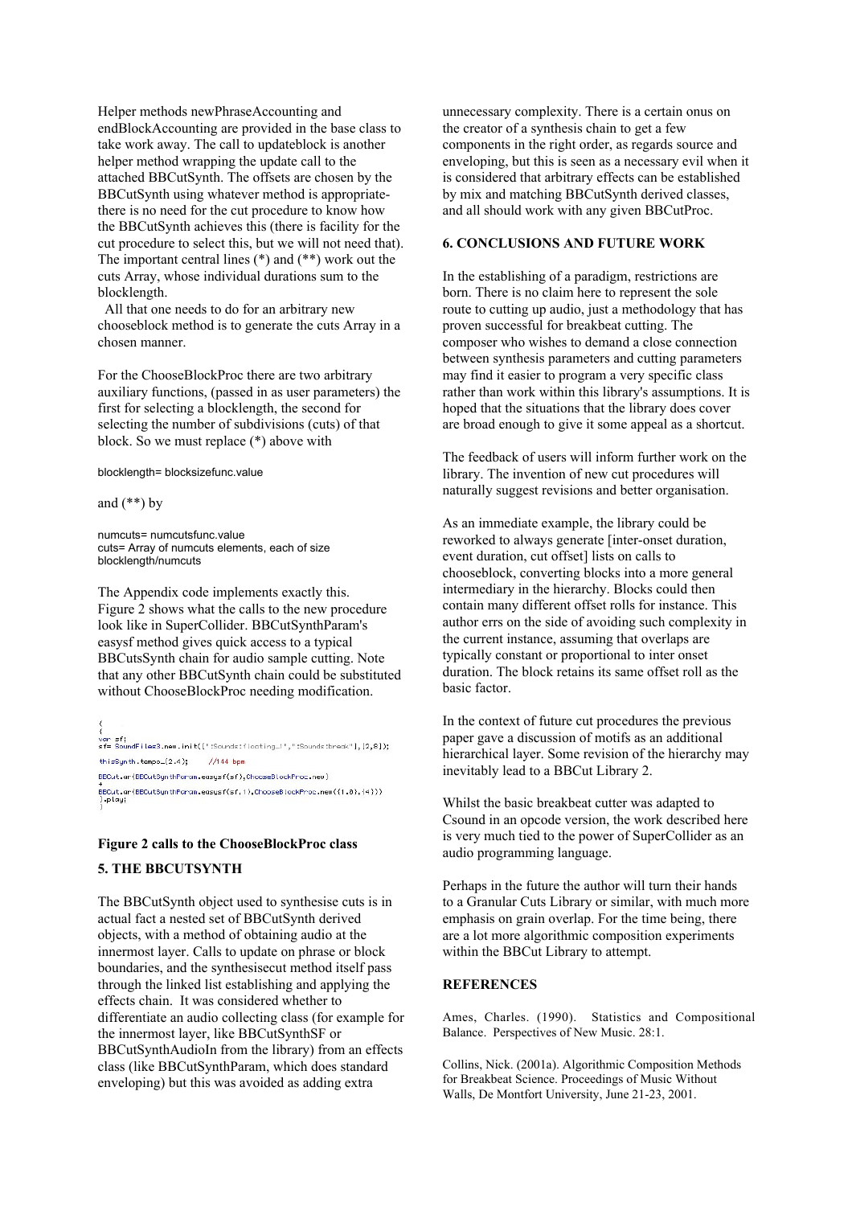Helper methods newPhraseAccounting and endBlockAccounting are provided in the base class to take work away. The call to updateblock is another helper method wrapping the update call to the attached BBCutSynth. The offsets are chosen by the BBCutSynth using whatever method is appropriate- there is no need for the cut procedure to know how the BBCutSynth achieves this (there is facility for the cut procedure to select this, but we will not need that). The important central lines (*) and (**) work out the cuts Array, whose individual durations sum to the blocklength.

All that one needs to do for an arbitrary new chooseblock method is to generate the cuts Array in a chosen manner.

For the ChooseBlockProc there are two arbitrary auxiliary functions, (passed in as user parameters) the first for selecting a blocklength, the second for selecting the number of subdivisions (cuts) of that block. So we must replace (*) above with

```
blocklength= blocksizefunc.value
```

and (**) by

```
numcuts= numcutsfunc.value
cuts= Array of numcuts elements, each of size
blocklength/numcuts
```

The Appendix code implements exactly this. Figure 2 shows what the calls to the new procedure look like in SuperCollider. BBCutSynthParam's easysf method gives quick access to a typical BBCutsSynth chain for audio sample cutting. Note that any other BBCutSynth chain could be substituted without ChooseBlockProc needing modification.

```
(
{
var sf;
sf= SoundFiles3.new.init(["Sounds:floating_1","Sounds:break"],[2,8]);

thisSynth.tempo_(2.4);    //144 bpm

BBCut.ar(BBCutSynthParam.easysf(sf),ChooseBlockProc.new)
+
BBCut.ar(BBCutSynthParam.easysf(sf,1),ChooseBlockProc.new({1.0},{4}))
}.play;
)
```

**Figure 2 calls to the ChooseBlockProc class**

## 5. THE BBCUTSYNTH

The BBCutSynth object used to synthesise cuts is in actual fact a nested set of BBCutSynth derived objects, with a method of obtaining audio at the innermost layer. Calls to update on phrase or block boundaries, and the synthesisecut method itself pass through the linked list establishing and applying the effects chain. It was considered whether to differentiate an audio collecting class (for example for the innermost layer, like BBCutSynthSF or BBCutSynthAudioIn from the library) from an effects class (like BBCutSynthParam, which does standard enveloping) but this was avoided as adding extra unnecessary complexity. There is a certain onus on the creator of a synthesis chain to get a few components in the right order, as regards source and enveloping, but this is seen as a necessary evil when it is considered that arbitrary effects can be established by mix and matching BBCutSynth derived classes, and all should work with any given BBCutProc.

## 6. CONCLUSIONS AND FUTURE WORK

In the establishing of a paradigm, restrictions are born. There is no claim here to represent the sole route to cutting up audio, just a methodology that has proven successful for breakbeat cutting. The composer who wishes to demand a close connection between synthesis parameters and cutting parameters may find it easier to program a very specific class rather than work within this library's assumptions. It is hoped that the situations that the library does cover are broad enough to give it some appeal as a shortcut.

The feedback of users will inform further work on the library. The invention of new cut procedures will naturally suggest revisions and better organisation.

As an immediate example, the library could be reworked to always generate [inter-onset duration, event duration, cut offset] lists on calls to chooseblock, converting blocks into a more general intermediary in the hierarchy. Blocks could then contain many different offset rolls for instance. This author errs on the side of avoiding such complexity in the current instance, assuming that overlaps are typically constant or proportional to inter onset duration. The block retains its same offset roll as the basic factor.

In the context of future cut procedures the previous paper gave a discussion of motifs as an additional hierarchical layer. Some revision of the hierarchy may inevitably lead to a BBCut Library 2.

Whilst the basic breakbeat cutter was adapted to Csound in an opcode version, the work described here is very much tied to the power of SuperCollider as an audio programming language.

Perhaps in the future the author will turn their hands to a Granular Cuts Library or similar, with much more emphasis on grain overlap. For the time being, there are a lot more algorithmic composition experiments within the BBCut Library to attempt.

## REFERENCES

Ames, Charles. (1990). Statistics and Compositional Balance. Perspectives of New Music. 28:1.

Collins, Nick. (2001a). Algorithmic Composition Methods for Breakbeat Science. Proceedings of Music Without Walls, De Montfort University, June 21-23, 2001.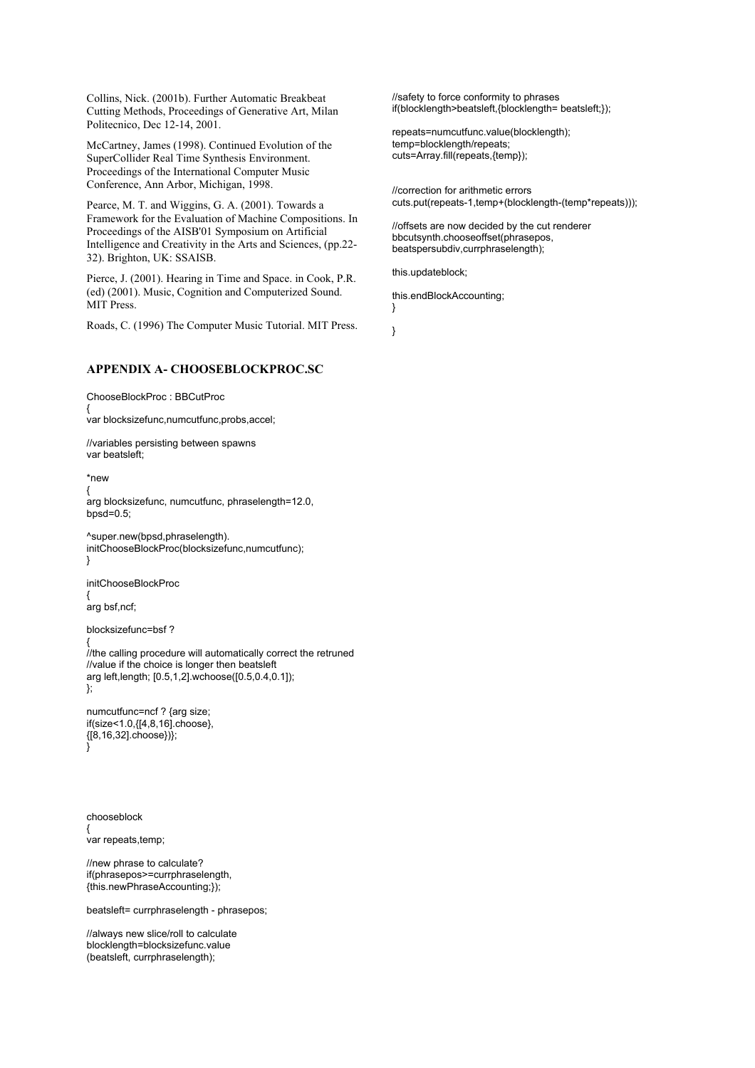Collins, Nick. (2001b). Further Automatic Breakbeat Cutting Methods, Proceedings of Generative Art, Milan Politecnico, Dec 12-14, 2001.

McCartney, James (1998). Continued Evolution of the SuperCollider Real Time Synthesis Environment. Proceedings of the International Computer Music Conference, Ann Arbor, Michigan, 1998.

Pearce, M. T. and Wiggins, G. A. (2001). Towards a Framework for the Evaluation of Machine Compositions. In Proceedings of the AISB'01 Symposium on Artificial Intelligence and Creativity in the Arts and Sciences, (pp.22-32). Brighton, UK: SSAISB.

Pierce, J. (2001). Hearing in Time and Space. in Cook, P.R. (ed) (2001). Music, Cognition and Computerized Sound. MIT Press.

Roads, C. (1996) The Computer Music Tutorial. MIT Press.

## APPENDIX A- CHOOSEBLOCKPROC.SC

```
ChooseBlockProc : BBCutProc
{
var blocksizefunc,numcutfunc,probs,accel;

//variables persisting between spawns
var beatsleft;

*new
{
arg blocksizefunc, numcutfunc, phraselength=12.0,
bpsd=0.5;

^super.new(bpsd,phraselength).
initChooseBlockProc(blocksizefunc,numcutfunc);
}

initChooseBlockProc
{
arg bsf,ncf;

blocksizefunc=bsf ?
{
//the calling procedure will automatically correct the retruned
//value if the choice is longer then beatsleft
arg left,length; [0.5,1,2].wchoose([0.5,0.4,0.1]);
};

numcutfunc=ncf ? {arg size;
if(size<1.0,{[4,8,16].choose},
{[8,16,32].choose})};
}



chooseblock
{
var repeats,temp;

//new phrase to calculate?
if(phrasepos>=currphraselength,
{this.newPhraseAccounting;});

beatsleft= currphraselength - phrasepos;

//always new slice/roll to calculate
blocklength=blocksizefunc.value
(beatsleft, currphraselength);

//safety to force conformity to phrases
if(blocklength>beatsleft,{blocklength= beatsleft;});

repeats=numcutfunc.value(blocklength);
temp=blocklength/repeats;
cuts=Array.fill(repeats,{temp});


//correction for arithmetic errors
cuts.put(repeats-1,temp+(blocklength-(temp*repeats)));

//offsets are now decided by the cut renderer
bbcutsynth.chooseoffset(phrasepos,
beatspersubdiv,currphraselength);

this.updateblock;

this.endBlockAccounting;
}

}
```